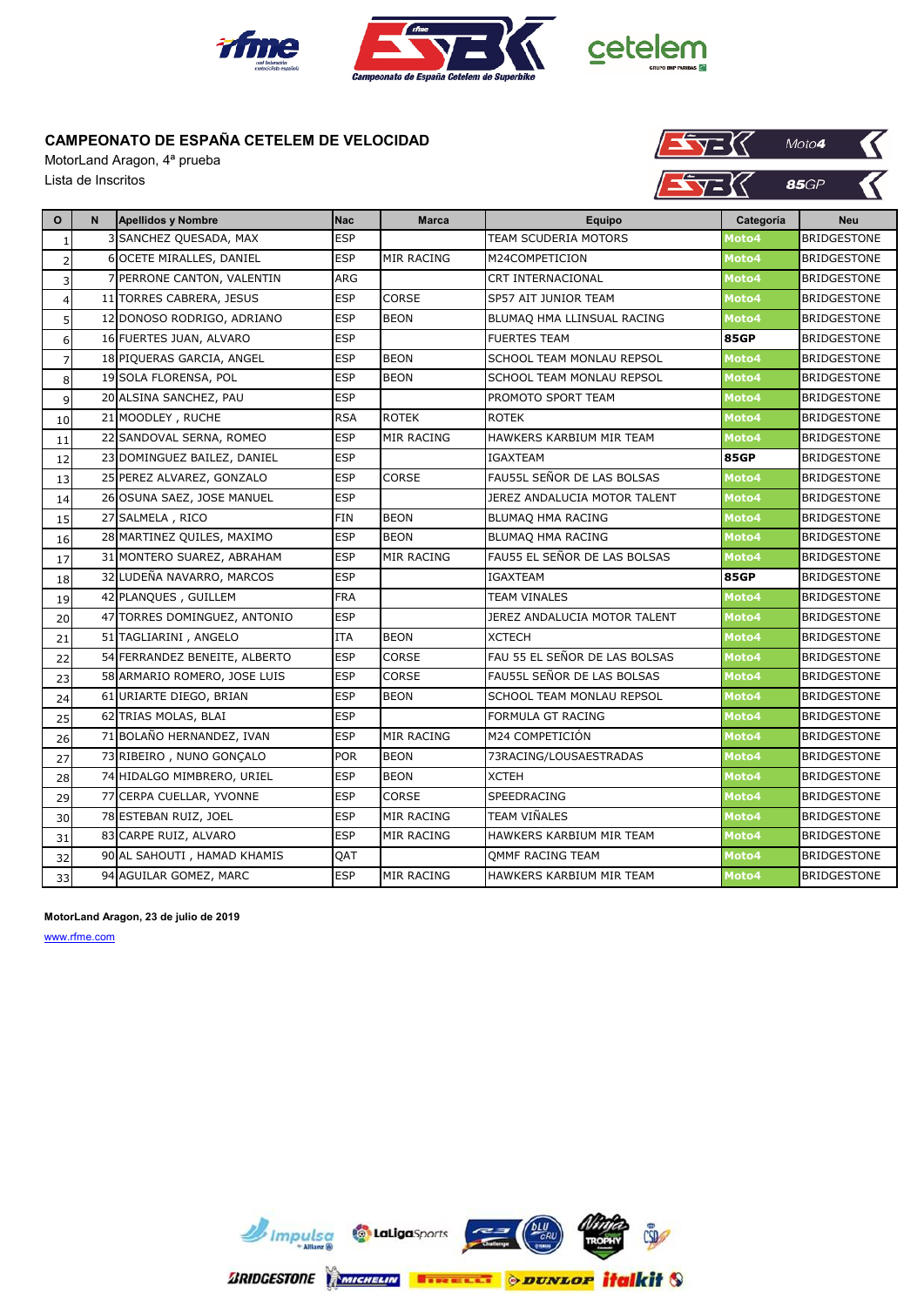## CAMPEONATO DE ESPAÑA CETELEM DE VELOCIDAD

MotorLand Aragon, 4ª prueba

Lista de Inscritos

| O | N | Apellidos y Nombre | Nac | Marca | Equipo | Categoría | Neu |
|---|---|---|---|---|---|---|---|
| 1 | 3 | SANCHEZ QUESADA, MAX | ESP | | TEAM SCUDERIA MOTORS | Moto4 | BRIDGESTONE |
| 2 | 6 | OCETE MIRALLES, DANIEL | ESP | MIR RACING | M24COMPETICION | Moto4 | BRIDGESTONE |
| 3 | 7 | PERRONE CANTON, VALENTIN | ARG | | CRT INTERNACIONAL | Moto4 | BRIDGESTONE |
| 4 | 11 | TORRES CABRERA, JESUS | ESP | CORSE | SP57 AIT JUNIOR TEAM | Moto4 | BRIDGESTONE |
| 5 | 12 | DONOSO RODRIGO, ADRIANO | ESP | BEON | BLUMAQ HMA LLINSUAL RACING | Moto4 | BRIDGESTONE |
| 6 | 16 | FUERTES JUAN, ALVARO | ESP | | FUERTES TEAM | 85GP | BRIDGESTONE |
| 7 | 18 | PIQUERAS GARCIA, ANGEL | ESP | BEON | SCHOOL TEAM MONLAU REPSOL | Moto4 | BRIDGESTONE |
| 8 | 19 | SOLA FLORENSA, POL | ESP | BEON | SCHOOL TEAM MONLAU REPSOL | Moto4 | BRIDGESTONE |
| 9 | 20 | ALSINA SANCHEZ, PAU | ESP | | PROMOTO SPORT TEAM | Moto4 | BRIDGESTONE |
| 10 | 21 | MOODLEY , RUCHE | RSA | ROTEK | ROTEK | Moto4 | BRIDGESTONE |
| 11 | 22 | SANDOVAL SERNA, ROMEO | ESP | MIR RACING | HAWKERS KARBIUM MIR TEAM | Moto4 | BRIDGESTONE |
| 12 | 23 | DOMINGUEZ BAILEZ, DANIEL | ESP | | IGAXTEAM | 85GP | BRIDGESTONE |
| 13 | 25 | PEREZ ALVAREZ, GONZALO | ESP | CORSE | FAU55L SEÑOR DE LAS BOLSAS | Moto4 | BRIDGESTONE |
| 14 | 26 | OSUNA SAEZ, JOSE MANUEL | ESP | | JEREZ ANDALUCIA MOTOR TALENT | Moto4 | BRIDGESTONE |
| 15 | 27 | SALMELA , RICO | FIN | BEON | BLUMAQ HMA RACING | Moto4 | BRIDGESTONE |
| 16 | 28 | MARTINEZ QUILES, MAXIMO | ESP | BEON | BLUMAQ HMA RACING | Moto4 | BRIDGESTONE |
| 17 | 31 | MONTERO SUAREZ, ABRAHAM | ESP | MIR RACING | FAU55 EL SEÑOR DE LAS BOLSAS | Moto4 | BRIDGESTONE |
| 18 | 32 | LUDEÑA NAVARRO, MARCOS | ESP | | IGAXTEAM | 85GP | BRIDGESTONE |
| 19 | 42 | PLANQUES , GUILLEM | FRA | | TEAM VINALES | Moto4 | BRIDGESTONE |
| 20 | 47 | TORRES DOMINGUEZ, ANTONIO | ESP | | JEREZ ANDALUCIA MOTOR TALENT | Moto4 | BRIDGESTONE |
| 21 | 51 | TAGLIARINI , ANGELO | ITA | BEON | XCTECH | Moto4 | BRIDGESTONE |
| 22 | 54 | FERRANDEZ BENEITE, ALBERTO | ESP | CORSE | FAU 55 EL SEÑOR DE LAS BOLSAS | Moto4 | BRIDGESTONE |
| 23 | 58 | ARMARIO ROMERO, JOSE LUIS | ESP | CORSE | FAU55L SEÑOR DE LAS BOLSAS | Moto4 | BRIDGESTONE |
| 24 | 61 | URIARTE DIEGO, BRIAN | ESP | BEON | SCHOOL TEAM MONLAU REPSOL | Moto4 | BRIDGESTONE |
| 25 | 62 | TRIAS MOLAS, BLAI | ESP | | FORMULA GT RACING | Moto4 | BRIDGESTONE |
| 26 | 71 | BOLAÑO HERNANDEZ, IVAN | ESP | MIR RACING | M24 COMPETICIÓN | Moto4 | BRIDGESTONE |
| 27 | 73 | RIBEIRO , NUNO GONÇALO | POR | BEON | 73RACING/LOUSAESTRADAS | Moto4 | BRIDGESTONE |
| 28 | 74 | HIDALGO MIMBRERO, URIEL | ESP | BEON | XCTEH | Moto4 | BRIDGESTONE |
| 29 | 77 | CERPA CUELLAR, YVONNE | ESP | CORSE | SPEEDRACING | Moto4 | BRIDGESTONE |
| 30 | 78 | ESTEBAN RUIZ, JOEL | ESP | MIR RACING | TEAM VIÑALES | Moto4 | BRIDGESTONE |
| 31 | 83 | CARPE RUIZ, ALVARO | ESP | MIR RACING | HAWKERS KARBIUM MIR TEAM | Moto4 | BRIDGESTONE |
| 32 | 90 | AL SAHOUTI , HAMAD KHAMIS | QAT | | QMMF RACING TEAM | Moto4 | BRIDGESTONE |
| 33 | 94 | AGUILAR GOMEZ, MARC | ESP | MIR RACING | HAWKERS KARBIUM MIR TEAM | Moto4 | BRIDGESTONE |

**MotorLand Aragon, 23 de julio de 2019**

www.rfme.com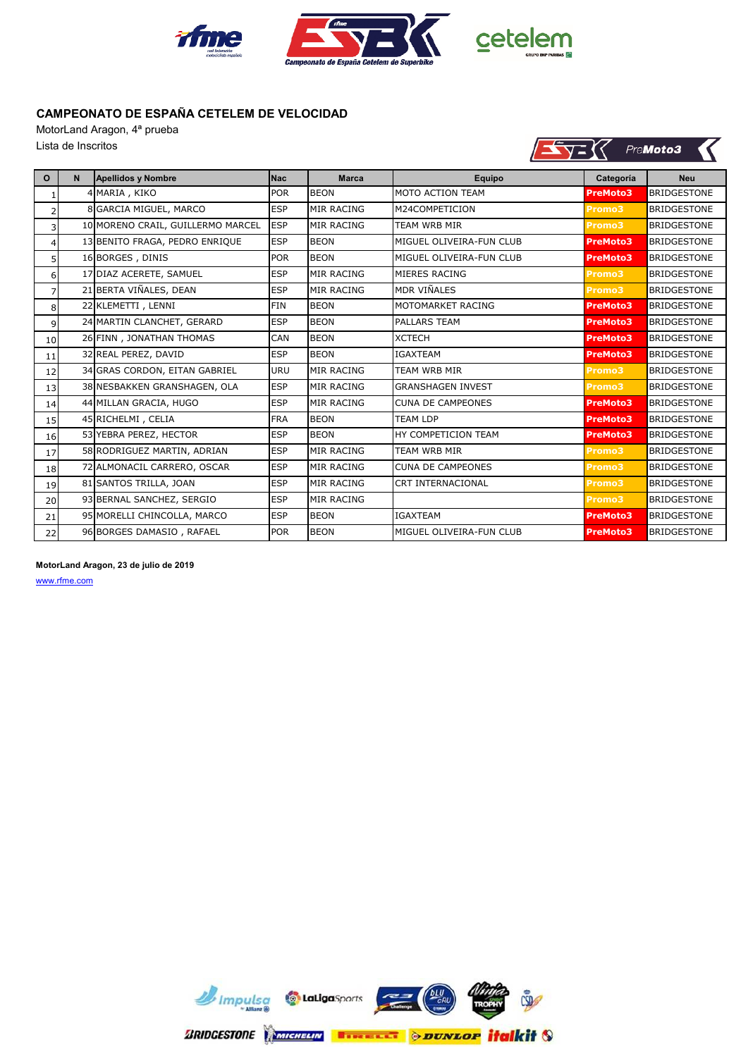## CAMPEONATO DE ESPAÑA CETELEM DE VELOCIDAD

MotorLand Aragon, 4ª prueba

Lista de Inscritos

| O | N | Apellidos y Nombre | Nac | Marca | Equipo | Categoría | Neu |
|---|---|---|---|---|---|---|---|
| 1 | 4 | MARIA , KIKO | POR | BEON | MOTO ACTION TEAM | PreMoto3 | BRIDGESTONE |
| 2 | 8 | GARCIA MIGUEL, MARCO | ESP | MIR RACING | M24COMPETICION | Promo3 | BRIDGESTONE |
| 3 | 10 | MORENO CRAIL, GUILLERMO MARCEL | ESP | MIR RACING | TEAM WRB MIR | Promo3 | BRIDGESTONE |
| 4 | 13 | BENITO FRAGA, PEDRO ENRIQUE | ESP | BEON | MIGUEL OLIVEIRA-FUN CLUB | PreMoto3 | BRIDGESTONE |
| 5 | 16 | BORGES , DINIS | POR | BEON | MIGUEL OLIVEIRA-FUN CLUB | PreMoto3 | BRIDGESTONE |
| 6 | 17 | DIAZ ACERETE, SAMUEL | ESP | MIR RACING | MIERES RACING | Promo3 | BRIDGESTONE |
| 7 | 21 | BERTA VIÑALES, DEAN | ESP | MIR RACING | MDR VIÑALES | Promo3 | BRIDGESTONE |
| 8 | 22 | KLEMETTI , LENNI | FIN | BEON | MOTOMARKET RACING | PreMoto3 | BRIDGESTONE |
| 9 | 24 | MARTIN CLANCHET, GERARD | ESP | BEON | PALLARS TEAM | PreMoto3 | BRIDGESTONE |
| 10 | 26 | FINN , JONATHAN THOMAS | CAN | BEON | XCTECH | PreMoto3 | BRIDGESTONE |
| 11 | 32 | REAL PEREZ, DAVID | ESP | BEON | IGAXTEAM | PreMoto3 | BRIDGESTONE |
| 12 | 34 | GRAS CORDON, EITAN GABRIEL | URU | MIR RACING | TEAM WRB MIR | Promo3 | BRIDGESTONE |
| 13 | 38 | NESBAKKEN GRANSHAGEN, OLA | ESP | MIR RACING | GRANSHAGEN INVEST | Promo3 | BRIDGESTONE |
| 14 | 44 | MILLAN GRACIA, HUGO | ESP | MIR RACING | CUNA DE CAMPEONES | PreMoto3 | BRIDGESTONE |
| 15 | 45 | RICHELMI , CELIA | FRA | BEON | TEAM LDP | PreMoto3 | BRIDGESTONE |
| 16 | 53 | YEBRA PEREZ, HECTOR | ESP | BEON | HY COMPETICION TEAM | PreMoto3 | BRIDGESTONE |
| 17 | 58 | RODRIGUEZ MARTIN, ADRIAN | ESP | MIR RACING | TEAM WRB MIR | Promo3 | BRIDGESTONE |
| 18 | 72 | ALMONACIL CARRERO, OSCAR | ESP | MIR RACING | CUNA DE CAMPEONES | Promo3 | BRIDGESTONE |
| 19 | 81 | SANTOS TRILLA, JOAN | ESP | MIR RACING | CRT INTERNACIONAL | Promo3 | BRIDGESTONE |
| 20 | 93 | BERNAL SANCHEZ, SERGIO | ESP | MIR RACING | | Promo3 | BRIDGESTONE |
| 21 | 95 | MORELLI CHINCOLLA, MARCO | ESP | BEON | IGAXTEAM | PreMoto3 | BRIDGESTONE |
| 22 | 96 | BORGES DAMASIO , RAFAEL | POR | BEON | MIGUEL OLIVEIRA-FUN CLUB | PreMoto3 | BRIDGESTONE |

**MotorLand Aragon, 23 de julio de 2019**

www.rfme.com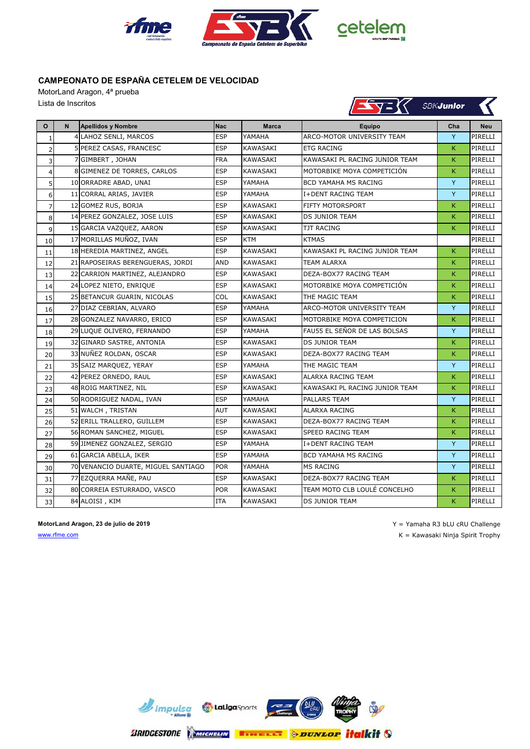## CAMPEONATO DE ESPAÑA CETELEM DE VELOCIDAD

MotorLand Aragon, 4ª prueba

Lista de Inscritos

SBKJunior

| O | N | Apellidos y Nombre | Nac | Marca | Equipo | Cha | Neu |
|---|---|---|---|---|---|---|---|
| 1 | 4 | LAHOZ SENLI, MARCOS | ESP | YAMAHA | ARCO-MOTOR UNIVERSITY TEAM | Y | PIRELLI |
| 2 | 5 | PEREZ CASAS, FRANCESC | ESP | KAWASAKI | ETG RACING | K | PIRELLI |
| 3 | 7 | GIMBERT , JOHAN | FRA | KAWASAKI | KAWASAKI PL RACING JUNIOR TEAM | K | PIRELLI |
| 4 | 8 | GIMENEZ DE TORRES, CARLOS | ESP | KAWASAKI | MOTORBIKE MOYA COMPETICIÓN | K | PIRELLI |
| 5 | 10 | ORRADRE ABAD, UNAI | ESP | YAMAHA | BCD YAMAHA MS RACING | Y | PIRELLI |
| 6 | 11 | CORRAL ARIAS, JAVIER | ESP | YAMAHA | I+DENT RACING TEAM | Y | PIRELLI |
| 7 | 12 | GOMEZ RUS, BORJA | ESP | KAWASAKI | FIFTY MOTORSPORT | K | PIRELLI |
| 8 | 14 | PEREZ GONZALEZ, JOSE LUIS | ESP | KAWASAKI | DS JUNIOR TEAM | K | PIRELLI |
| 9 | 15 | GARCIA VAZQUEZ, AARON | ESP | KAWASAKI | TJT RACING | K | PIRELLI |
| 10 | 17 | MORILLAS MUÑOZ, IVAN | ESP | KTM | KTMAS | | PIRELLI |
| 11 | 18 | HEREDIA MARTINEZ, ANGEL | ESP | KAWASAKI | KAWASAKI PL RACING JUNIOR TEAM | K | PIRELLI |
| 12 | 21 | RAPOSEIRAS BERENGUERAS, JORDI | AND | KAWASAKI | TEAM ALARXA | K | PIRELLI |
| 13 | 22 | CARRION MARTINEZ, ALEJANDRO | ESP | KAWASAKI | DEZA-BOX77 RACING TEAM | K | PIRELLI |
| 14 | 24 | LOPEZ NIETO, ENRIQUE | ESP | KAWASAKI | MOTORBIKE MOYA COMPETICIÓN | K | PIRELLI |
| 15 | 25 | BETANCUR GUARIN, NICOLAS | COL | KAWASAKI | THE MAGIC TEAM | K | PIRELLI |
| 16 | 27 | DIAZ CEBRIAN, ALVARO | ESP | YAMAHA | ARCO-MOTOR UNIVERSITY TEAM | Y | PIRELLI |
| 17 | 28 | GONZALEZ NAVARRO, ERICO | ESP | KAWASAKI | MOTORBIKE MOYA COMPETICION | K | PIRELLI |
| 18 | 29 | LUQUE OLIVERO, FERNANDO | ESP | YAMAHA | FAU55 EL SEÑOR DE LAS BOLSAS | Y | PIRELLI |
| 19 | 32 | GINARD SASTRE, ANTONIA | ESP | KAWASAKI | DS JUNIOR TEAM | K | PIRELLI |
| 20 | 33 | NUÑEZ ROLDAN, OSCAR | ESP | KAWASAKI | DEZA-BOX77 RACING TEAM | K | PIRELLI |
| 21 | 35 | SAIZ MARQUEZ, YERAY | ESP | YAMAHA | THE MAGIC TEAM | Y | PIRELLI |
| 22 | 42 | PEREZ ORNEDO, RAUL | ESP | KAWASAKI | ALARXA RACING TEAM | K | PIRELLI |
| 23 | 48 | ROIG MARTINEZ, NIL | ESP | KAWASAKI | KAWASAKI PL RACING JUNIOR TEAM | K | PIRELLI |
| 24 | 50 | RODRIGUEZ NADAL, IVAN | ESP | YAMAHA | PALLARS TEAM | Y | PIRELLI |
| 25 | 51 | WALCH , TRISTAN | AUT | KAWASAKI | ALARXA RACING | K | PIRELLI |
| 26 | 52 | ERILL TRALLERO, GUILLEM | ESP | KAWASAKI | DEZA-BOX77 RACING TEAM | K | PIRELLI |
| 27 | 56 | ROMAN SANCHEZ, MIGUEL | ESP | KAWASAKI | SPEED RACING TEAM | K | PIRELLI |
| 28 | 59 | JIMENEZ GONZALEZ, SERGIO | ESP | YAMAHA | I+DENT RACING TEAM | Y | PIRELLI |
| 29 | 61 | GARCIA ABELLA, IKER | ESP | YAMAHA | BCD YAMAHA MS RACING | Y | PIRELLI |
| 30 | 70 | VENANCIO DUARTE, MIGUEL SANTIAGO | POR | YAMAHA | MS RACING | Y | PIRELLI |
| 31 | 77 | EZQUERRA MAÑE, PAU | ESP | KAWASAKI | DEZA-BOX77 RACING TEAM | K | PIRELLI |
| 32 | 80 | CORREIA ESTURRADO, VASCO | POR | KAWASAKI | TEAM MOTO CLB LOULÉ CONCELHO | K | PIRELLI |
| 33 | 84 | ALOISI , KIM | ITA | KAWASAKI | DS JUNIOR TEAM | K | PIRELLI |

**MotorLand Aragon, 23 de julio de 2019**

www.rfme.com

Y = Yamaha R3 bLU cRU Challenge

K = Kawasaki Ninja Spirit Trophy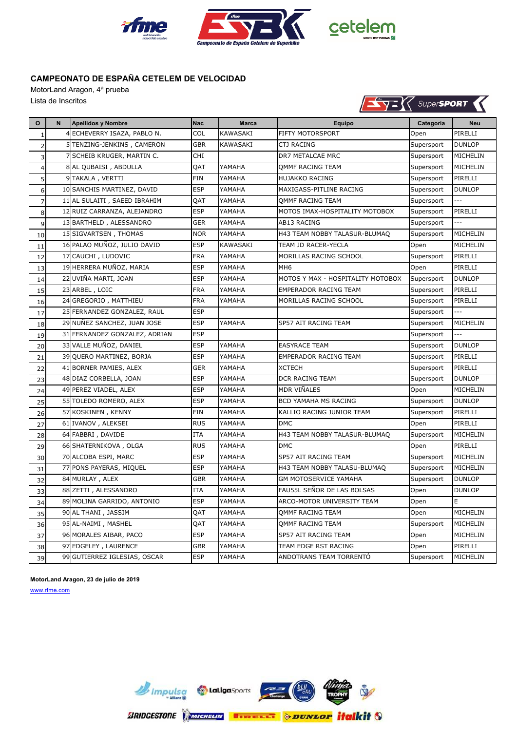**CAMPEONATO DE ESPAÑA CETELEM DE VELOCIDAD**

MotorLand Aragon, 4ª prueba

Lista de Inscritos

| O | N | Apellidos y Nombre | Nac | Marca | Equipo | Categoría | Neu |
|---|---|---|---|---|---|---|---|
| 1 | 4 | ECHEVERRY ISAZA, PABLO N. | COL | KAWASAKI | FIFTY MOTORSPORT | Open | PIRELLI |
| 2 | 5 | TENZING-JENKINS , CAMERON | GBR | KAWASAKI | CTJ RACING | Supersport | DUNLOP |
| 3 | 7 | SCHEIB KRUGER, MARTIN C. | CHI | | DR7 METALCAE MRC | Supersport | MICHELIN |
| 4 | 8 | AL QUBAISI , ABDULLA | QAT | YAMAHA | QMMF RACING TEAM | Supersport | MICHELIN |
| 5 | 9 | TAKALA , VERTTI | FIN | YAMAHA | HUJAKKO RACING | Supersport | PIRELLI |
| 6 | 10 | SANCHIS MARTINEZ, DAVID | ESP | YAMAHA | MAXIGASS-PITLINE RACING | Supersport | DUNLOP |
| 7 | 11 | AL SULAITI , SAEED IBRAHIM | QAT | YAMAHA | QMMF RACING TEAM | Supersport | --- |
| 8 | 12 | RUIZ CARRANZA, ALEJANDRO | ESP | YAMAHA | MOTOS IMAX-HOSPITALITY MOTOBOX | Supersport | PIRELLI |
| 9 | 13 | BARTHELD , ALESSANDRO | GER | YAMAHA | AB13 RACING | Supersport | --- |
| 10 | 15 | SIGVARTSEN , THOMAS | NOR | YAMAHA | H43 TEAM NOBBY TALASUR-BLUMAQ | Supersport | MICHELIN |
| 11 | 16 | PALAO MUÑOZ, JULIO DAVID | ESP | KAWASAKI | TEAM JD RACER-YECLA | Open | MICHELIN |
| 12 | 17 | CAUCHI , LUDOVIC | FRA | YAMAHA | MORILLAS RACING SCHOOL | Supersport | PIRELLI |
| 13 | 19 | HERRERA MUÑOZ, MARIA | ESP | YAMAHA | MH6 | Open | PIRELLI |
| 14 | 22 | UVIÑA MARTI, JOAN | ESP | YAMAHA | MOTOS Y MAX - HOSPITALITY MOTOBOX | Supersport | DUNLOP |
| 15 | 23 | ARBEL , LOIC | FRA | YAMAHA | EMPERADOR RACING TEAM | Supersport | PIRELLI |
| 16 | 24 | GREGORIO , MATTHIEU | FRA | YAMAHA | MORILLAS RACING SCHOOL | Supersport | PIRELLI |
| 17 | 25 | FERNANDEZ GONZALEZ, RAUL | ESP | | | Supersport | --- |
| 18 | 29 | NUÑEZ SANCHEZ, JUAN JOSE | ESP | YAMAHA | SP57 AIT RACING TEAM | Supersport | MICHELIN |
| 19 | 31 | FERNANDEZ GONZALEZ, ADRIAN | ESP | | | Supersport | --- |
| 20 | 33 | VALLE MUÑOZ, DANIEL | ESP | YAMAHA | EASYRACE TEAM | Supersport | DUNLOP |
| 21 | 39 | QUERO MARTINEZ, BORJA | ESP | YAMAHA | EMPERADOR RACING TEAM | Supersport | PIRELLI |
| 22 | 41 | BORNER PAMIES, ALEX | GER | YAMAHA | XCTECH | Supersport | PIRELLI |
| 23 | 48 | DIAZ CORBELLA, JOAN | ESP | YAMAHA | DCR RACING TEAM | Supersport | DUNLOP |
| 24 | 49 | PEREZ VIADEL, ALEX | ESP | YAMAHA | MDR VIÑALES | Open | MICHELIN |
| 25 | 55 | TOLEDO ROMERO, ALEX | ESP | YAMAHA | BCD YAMAHA MS RACING | Supersport | DUNLOP |
| 26 | 57 | KOSKINEN , KENNY | FIN | YAMAHA | KALLIO RACING JUNIOR TEAM | Supersport | PIRELLI |
| 27 | 61 | IVANOV , ALEKSEI | RUS | YAMAHA | DMC | Open | PIRELLI |
| 28 | 64 | FABBRI , DAVIDE | ITA | YAMAHA | H43 TEAM NOBBY TALASUR-BLUMAQ | Supersport | MICHELIN |
| 29 | 66 | SHATERNIKOVA , OLGA | RUS | YAMAHA | DMC | Open | PIRELLI |
| 30 | 70 | ALCOBA ESPI, MARC | ESP | YAMAHA | SP57 AIT RACING TEAM | Supersport | MICHELIN |
| 31 | 77 | PONS PAYERAS, MIQUEL | ESP | YAMAHA | H43 TEAM NOBBY TALASU-BLUMAQ | Supersport | MICHELIN |
| 32 | 84 | MURLAY , ALEX | GBR | YAMAHA | GM MOTOSERVICE YAMAHA | Supersport | DUNLOP |
| 33 | 88 | ZETTI , ALESSANDRO | ITA | YAMAHA | FAU55L SEÑOR DE LAS BOLSAS | Open | DUNLOP |
| 34 | 89 | MOLINA GARRIDO, ANTONIO | ESP | YAMAHA | ARCO-MOTOR UNIVERSITY TEAM | Open | E |
| 35 | 90 | AL THANI , JASSIM | QAT | YAMAHA | QMMF RACING TEAM | Open | MICHELIN |
| 36 | 95 | AL-NAIMI , MASHEL | QAT | YAMAHA | QMMF RACING TEAM | Supersport | MICHELIN |
| 37 | 96 | MORALES AIBAR, PACO | ESP | YAMAHA | SP57 AIT RACING TEAM | Open | MICHELIN |
| 38 | 97 | EDGELEY , LAURENCE | GBR | YAMAHA | TEAM EDGE RST RACING | Open | PIRELLI |
| 39 | 99 | GUTIERREZ IGLESIAS, OSCAR | ESP | YAMAHA | ANDOTRANS TEAM TORRENTÓ | Supersport | MICHELIN |

**MotorLand Aragon, 23 de julio de 2019**

www.rfme.com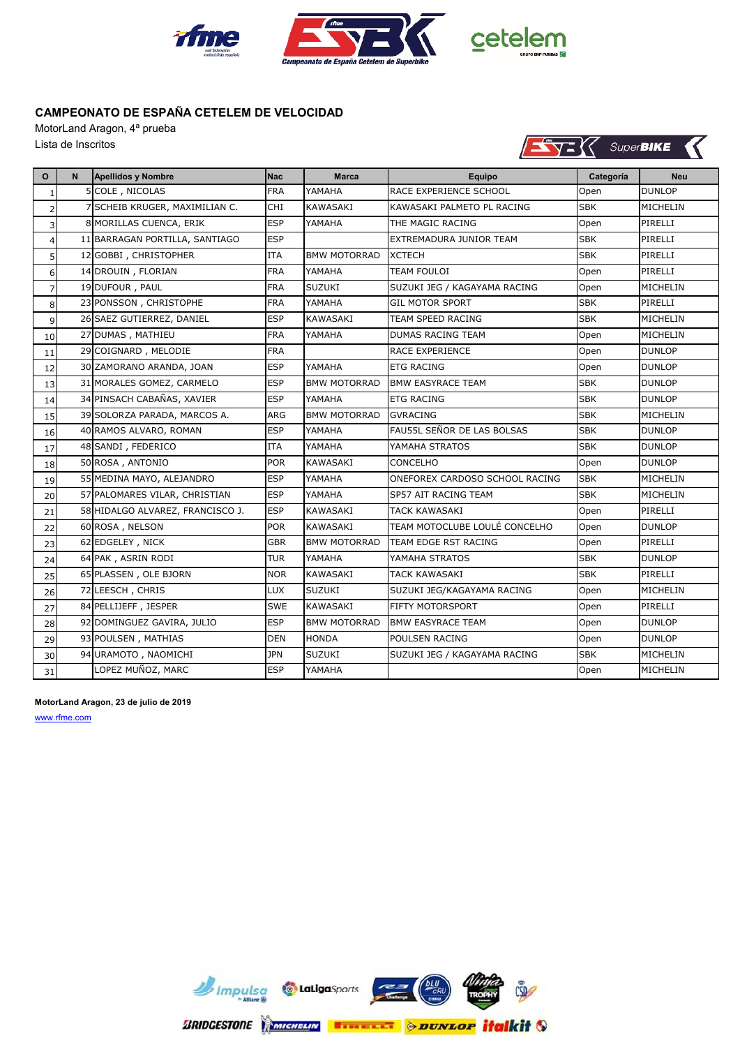**CAMPEONATO DE ESPAÑA CETELEM DE VELOCIDAD**

MotorLand Aragon, 4ª prueba

Lista de Inscritos

| O | N | Apellidos y Nombre | Nac | Marca | Equipo | Categoría | Neu |
|---|---|---|---|---|---|---|---|
| 1 | 5 | COLE , NICOLAS | FRA | YAMAHA | RACE EXPERIENCE SCHOOL | Open | DUNLOP |
| 2 | 7 | SCHEIB KRUGER, MAXIMILIAN C. | CHI | KAWASAKI | KAWASAKI PALMETO PL RACING | SBK | MICHELIN |
| 3 | 8 | MORILLAS CUENCA, ERIK | ESP | YAMAHA | THE MAGIC RACING | Open | PIRELLI |
| 4 | 11 | BARRAGAN PORTILLA, SANTIAGO | ESP | | EXTREMADURA JUNIOR TEAM | SBK | PIRELLI |
| 5 | 12 | GOBBI , CHRISTOPHER | ITA | BMW MOTORRAD | XCTECH | SBK | PIRELLI |
| 6 | 14 | DROUIN , FLORIAN | FRA | YAMAHA | TEAM FOULOI | Open | PIRELLI |
| 7 | 19 | DUFOUR , PAUL | FRA | SUZUKI | SUZUKI JEG / KAGAYAMA RACING | Open | MICHELIN |
| 8 | 23 | PONSSON , CHRISTOPHE | FRA | YAMAHA | GIL MOTOR SPORT | SBK | PIRELLI |
| 9 | 26 | SAEZ GUTIERREZ, DANIEL | ESP | KAWASAKI | TEAM SPEED RACING | SBK | MICHELIN |
| 10 | 27 | DUMAS , MATHIEU | FRA | YAMAHA | DUMAS RACING TEAM | Open | MICHELIN |
| 11 | 29 | COIGNARD , MELODIE | FRA | | RACE EXPERIENCE | Open | DUNLOP |
| 12 | 30 | ZAMORANO ARANDA, JOAN | ESP | YAMAHA | ETG RACING | Open | DUNLOP |
| 13 | 31 | MORALES GOMEZ, CARMELO | ESP | BMW MOTORRAD | BMW EASYRACE TEAM | SBK | DUNLOP |
| 14 | 34 | PINSACH CABAÑAS, XAVIER | ESP | YAMAHA | ETG RACING | SBK | DUNLOP |
| 15 | 39 | SOLORZA PARADA, MARCOS A. | ARG | BMW MOTORRAD | GVRACING | SBK | MICHELIN |
| 16 | 40 | RAMOS ALVARO, ROMAN | ESP | YAMAHA | FAU55L SEÑOR DE LAS BOLSAS | SBK | DUNLOP |
| 17 | 48 | SANDI , FEDERICO | ITA | YAMAHA | YAMAHA STRATOS | SBK | DUNLOP |
| 18 | 50 | ROSA , ANTONIO | POR | KAWASAKI | CONCELHO | Open | DUNLOP |
| 19 | 55 | MEDINA MAYO, ALEJANDRO | ESP | YAMAHA | ONEFOREX CARDOSO SCHOOL RACING | SBK | MICHELIN |
| 20 | 57 | PALOMARES VILAR, CHRISTIAN | ESP | YAMAHA | SP57 AIT RACING TEAM | SBK | MICHELIN |
| 21 | 58 | HIDALGO ALVAREZ, FRANCISCO J. | ESP | KAWASAKI | TACK KAWASAKI | Open | PIRELLI |
| 22 | 60 | ROSA , NELSON | POR | KAWASAKI | TEAM MOTOCLUBE LOULÉ CONCELHO | Open | DUNLOP |
| 23 | 62 | EDGELEY , NICK | GBR | BMW MOTORRAD | TEAM EDGE RST RACING | Open | PIRELLI |
| 24 | 64 | PAK , ASRIN RODI | TUR | YAMAHA | YAMAHA STRATOS | SBK | DUNLOP |
| 25 | 65 | PLASSEN , OLE BJORN | NOR | KAWASAKI | TACK KAWASAKI | SBK | PIRELLI |
| 26 | 72 | LEESCH , CHRIS | LUX | SUZUKI | SUZUKI JEG/KAGAYAMA RACING | Open | MICHELIN |
| 27 | 84 | PELLIJEFF , JESPER | SWE | KAWASAKI | FIFTY MOTORSPORT | Open | PIRELLI |
| 28 | 92 | DOMINGUEZ GAVIRA, JULIO | ESP | BMW MOTORRAD | BMW EASYRACE TEAM | Open | DUNLOP |
| 29 | 93 | POULSEN , MATHIAS | DEN | HONDA | POULSEN RACING | Open | DUNLOP |
| 30 | 94 | URAMOTO , NAOMICHI | JPN | SUZUKI | SUZUKI JEG / KAGAYAMA RACING | SBK | MICHELIN |
| 31 | | LOPEZ MUÑOZ, MARC | ESP | YAMAHA | | Open | MICHELIN |

**MotorLand Aragon, 23 de julio de 2019**

www.rfme.com